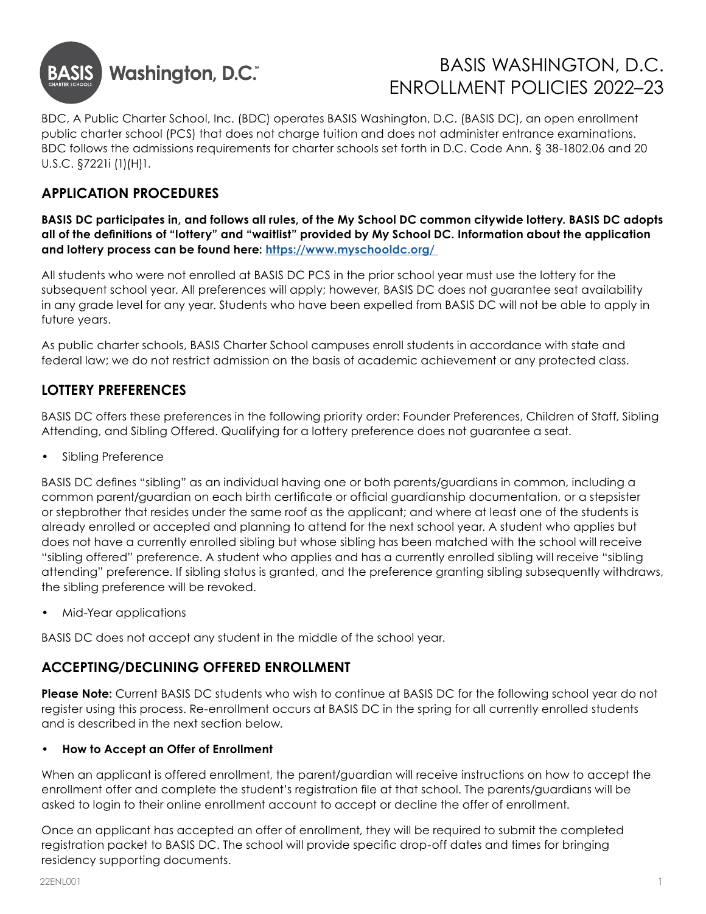# BASIS WASHINGTON, D.C. ENROLLMENT POLICIES 2022–23

BDC, A Public Charter School, Inc. (BDC) operates BASIS Washington, D.C. (BASIS DC), an open enrollment public charter school (PCS) that does not charge tuition and does not administer entrance examinations. BDC follows the admissions requirements for charter schools set forth in D.C. Code Ann. § 38-1802.06 and 20 U.S.C. §7221i (1)(H)1.

## APPLICATION PROCEDURES

**BASIS DC participates in, and follows all rules, of the My School DC common citywide lottery. BASIS DC adopts all of the definitions of "lottery" and "waitlist" provided by My School DC. Information about the application and lottery process can be found here: [https://www.myschooldc.org/](https://www.myschooldc.org/)**

All students who were not enrolled at BASIS DC PCS in the prior school year must use the lottery for the subsequent school year. All preferences will apply; however, BASIS DC does not guarantee seat availability in any grade level for any year. Students who have been expelled from BASIS DC will not be able to apply in future years.

As public charter schools, BASIS Charter School campuses enroll students in accordance with state and federal law; we do not restrict admission on the basis of academic achievement or any protected class.

## LOTTERY PREFERENCES

BASIS DC offers these preferences in the following priority order: Founder Preferences, Children of Staff, Sibling Attending, and Sibling Offered. Qualifying for a lottery preference does not guarantee a seat.

- Sibling Preference

BASIS DC defines "sibling" as an individual having one or both parents/guardians in common, including a common parent/guardian on each birth certificate or official guardianship documentation, or a stepsister or stepbrother that resides under the same roof as the applicant; and where at least one of the students is already enrolled or accepted and planning to attend for the next school year. A student who applies but does not have a currently enrolled sibling but whose sibling has been matched with the school will receive "sibling offered" preference. A student who applies and has a currently enrolled sibling will receive "sibling attending" preference. If sibling status is granted, and the preference granting sibling subsequently withdraws, the sibling preference will be revoked.

- Mid-Year applications

BASIS DC does not accept any student in the middle of the school year.

## ACCEPTING/DECLINING OFFERED ENROLLMENT

**Please Note:** Current BASIS DC students who wish to continue at BASIS DC for the following school year do not register using this process. Re-enrollment occurs at BASIS DC in the spring for all currently enrolled students and is described in the next section below.

- **How to Accept an Offer of Enrollment**

When an applicant is offered enrollment, the parent/guardian will receive instructions on how to accept the enrollment offer and complete the student's registration file at that school. The parents/guardians will be asked to login to their online enrollment account to accept or decline the offer of enrollment.

Once an applicant has accepted an offer of enrollment, they will be required to submit the completed registration packet to BASIS DC. The school will provide specific drop-off dates and times for bringing residency supporting documents.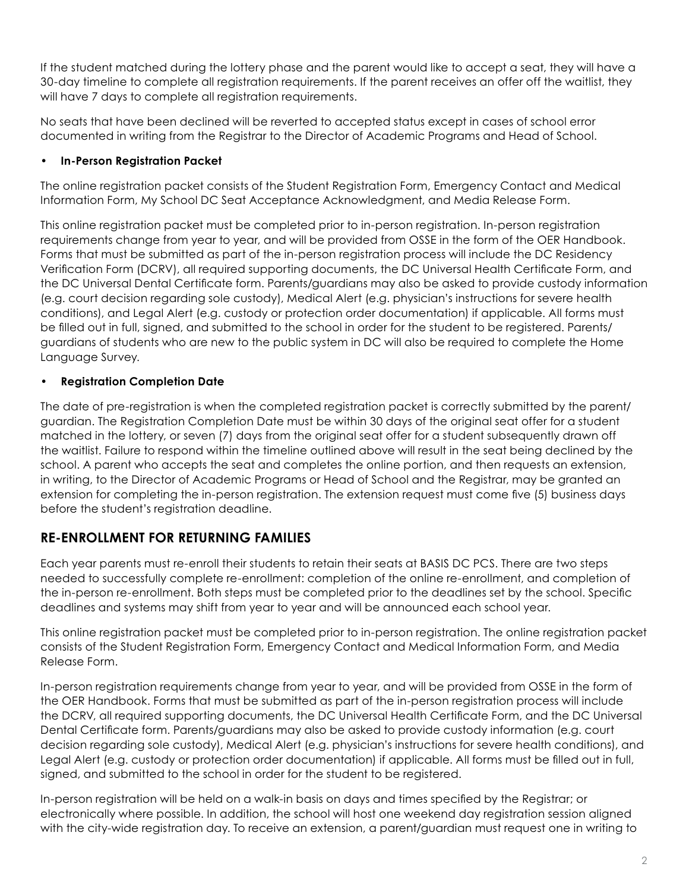If the student matched during the lottery phase and the parent would like to accept a seat, they will have a 30-day timeline to complete all registration requirements. If the parent receives an offer off the waitlist, they will have 7 days to complete all registration requirements.

No seats that have been declined will be reverted to accepted status except in cases of school error documented in writing from the Registrar to the Director of Academic Programs and Head of School.

- **In-Person Registration Packet**

The online registration packet consists of the Student Registration Form, Emergency Contact and Medical Information Form, My School DC Seat Acceptance Acknowledgment, and Media Release Form.

This online registration packet must be completed prior to in-person registration. In-person registration requirements change from year to year, and will be provided from OSSE in the form of the OER Handbook. Forms that must be submitted as part of the in-person registration process will include the DC Residency Verification Form (DCRV), all required supporting documents, the DC Universal Health Certificate Form, and the DC Universal Dental Certificate form. Parents/guardians may also be asked to provide custody information (e.g. court decision regarding sole custody), Medical Alert (e.g. physician's instructions for severe health conditions), and Legal Alert (e.g. custody or protection order documentation) if applicable. All forms must be filled out in full, signed, and submitted to the school in order for the student to be registered. Parents/guardians of students who are new to the public system in DC will also be required to complete the Home Language Survey.

- **Registration Completion Date**

The date of pre-registration is when the completed registration packet is correctly submitted by the parent/guardian. The Registration Completion Date must be within 30 days of the original seat offer for a student matched in the lottery, or seven (7) days from the original seat offer for a student subsequently drawn off the waitlist. Failure to respond within the timeline outlined above will result in the seat being declined by the school. A parent who accepts the seat and completes the online portion, and then requests an extension, in writing, to the Director of Academic Programs or Head of School and the Registrar, may be granted an extension for completing the in-person registration. The extension request must come five (5) business days before the student's registration deadline.

## RE-ENROLLMENT FOR RETURNING FAMILIES

Each year parents must re-enroll their students to retain their seats at BASIS DC PCS. There are two steps needed to successfully complete re-enrollment: completion of the online re-enrollment, and completion of the in-person re-enrollment. Both steps must be completed prior to the deadlines set by the school. Specific deadlines and systems may shift from year to year and will be announced each school year.

This online registration packet must be completed prior to in-person registration. The online registration packet consists of the Student Registration Form, Emergency Contact and Medical Information Form, and Media Release Form.

In-person registration requirements change from year to year, and will be provided from OSSE in the form of the OER Handbook. Forms that must be submitted as part of the in-person registration process will include the DCRV, all required supporting documents, the DC Universal Health Certificate Form, and the DC Universal Dental Certificate form. Parents/guardians may also be asked to provide custody information (e.g. court decision regarding sole custody), Medical Alert (e.g. physician's instructions for severe health conditions), and Legal Alert (e.g. custody or protection order documentation) if applicable. All forms must be filled out in full, signed, and submitted to the school in order for the student to be registered.

In-person registration will be held on a walk-in basis on days and times specified by the Registrar; or electronically where possible. In addition, the school will host one weekend day registration session aligned with the city-wide registration day. To receive an extension, a parent/guardian must request one in writing to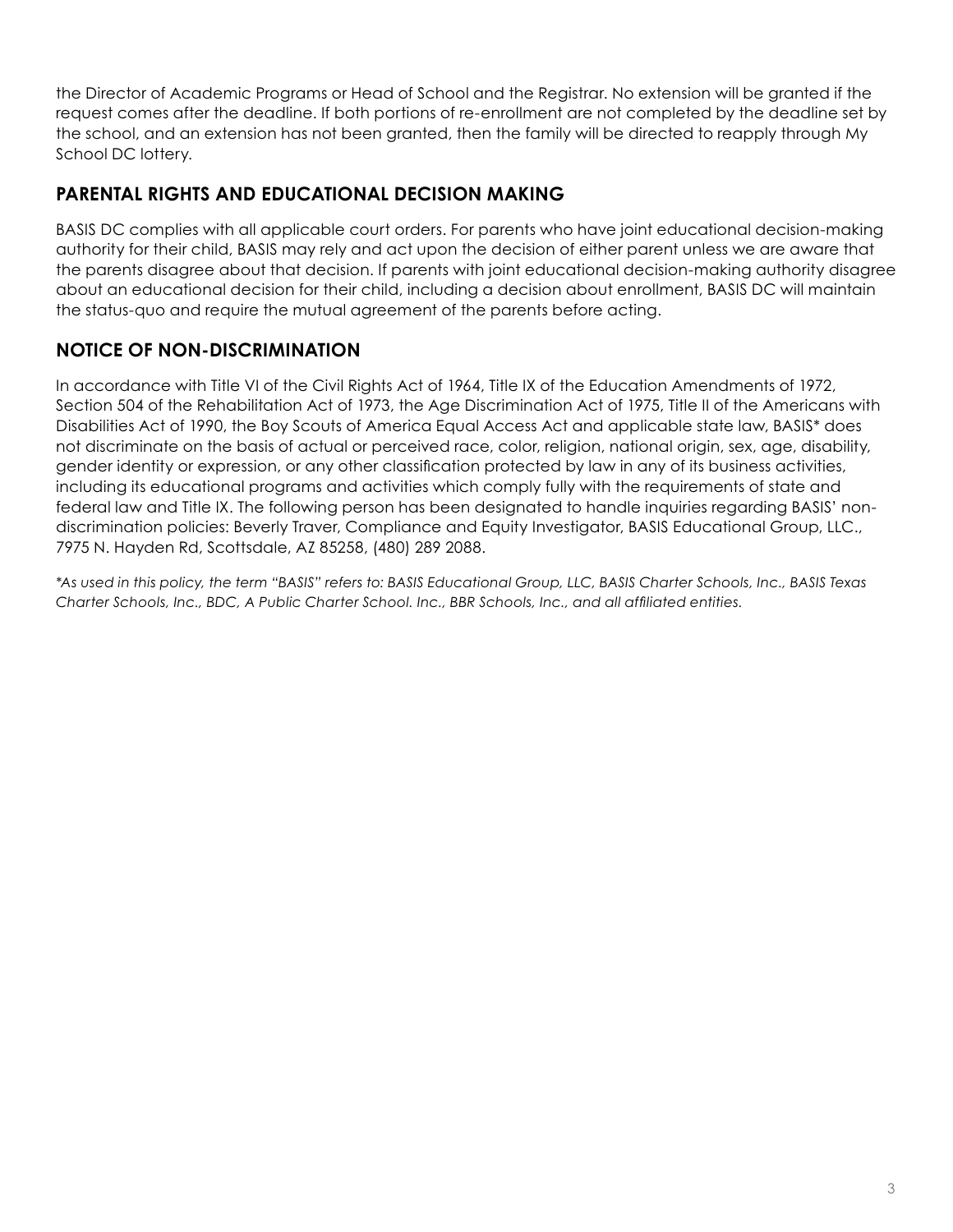the Director of Academic Programs or Head of School and the Registrar. No extension will be granted if the request comes after the deadline. If both portions of re-enrollment are not completed by the deadline set by the school, and an extension has not been granted, then the family will be directed to reapply through My School DC lottery.

## PARENTAL RIGHTS AND EDUCATIONAL DECISION MAKING

BASIS DC complies with all applicable court orders. For parents who have joint educational decision-making authority for their child, BASIS may rely and act upon the decision of either parent unless we are aware that the parents disagree about that decision. If parents with joint educational decision-making authority disagree about an educational decision for their child, including a decision about enrollment, BASIS DC will maintain the status-quo and require the mutual agreement of the parents before acting.

## NOTICE OF NON-DISCRIMINATION

In accordance with Title VI of the Civil Rights Act of 1964, Title IX of the Education Amendments of 1972, Section 504 of the Rehabilitation Act of 1973, the Age Discrimination Act of 1975, Title II of the Americans with Disabilities Act of 1990, the Boy Scouts of America Equal Access Act and applicable state law, BASIS* does not discriminate on the basis of actual or perceived race, color, religion, national origin, sex, age, disability, gender identity or expression, or any other classification protected by law in any of its business activities, including its educational programs and activities which comply fully with the requirements of state and federal law and Title IX. The following person has been designated to handle inquiries regarding BASIS' non-discrimination policies: Beverly Traver, Compliance and Equity Investigator, BASIS Educational Group, LLC., 7975 N. Hayden Rd, Scottsdale, AZ 85258, (480) 289 2088.

*\*As used in this policy, the term "BASIS" refers to: BASIS Educational Group, LLC, BASIS Charter Schools, Inc., BASIS Texas Charter Schools, Inc., BDC, A Public Charter School. Inc., BBR Schools, Inc., and all affiliated entities.*